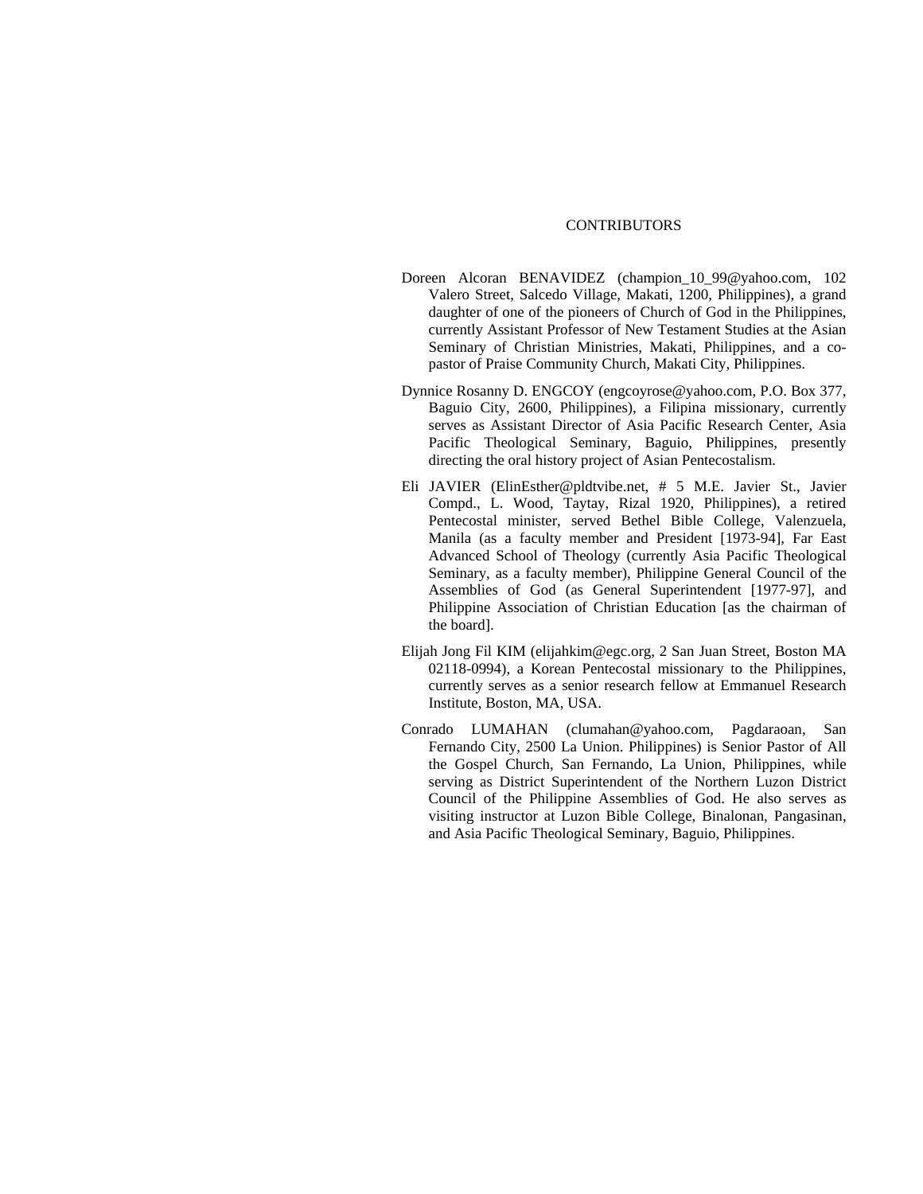# CONTRIBUTORS

Doreen Alcoran BENAVIDEZ (champion_10_99@yahoo.com, 102 Valero Street, Salcedo Village, Makati, 1200, Philippines), a grand daughter of one of the pioneers of Church of God in the Philippines, currently Assistant Professor of New Testament Studies at the Asian Seminary of Christian Ministries, Makati, Philippines, and a co-pastor of Praise Community Church, Makati City, Philippines.

Dynnice Rosanny D. ENGCOY (engcoyrose@yahoo.com, P.O. Box 377, Baguio City, 2600, Philippines), a Filipina missionary, currently serves as Assistant Director of Asia Pacific Research Center, Asia Pacific Theological Seminary, Baguio, Philippines, presently directing the oral history project of Asian Pentecostalism.

Eli JAVIER (ElinEsther@pldtvibe.net, # 5 M.E. Javier St., Javier Compd., L. Wood, Taytay, Rizal 1920, Philippines), a retired Pentecostal minister, served Bethel Bible College, Valenzuela, Manila (as a faculty member and President [1973-94], Far East Advanced School of Theology (currently Asia Pacific Theological Seminary, as a faculty member), Philippine General Council of the Assemblies of God (as General Superintendent [1977-97], and Philippine Association of Christian Education [as the chairman of the board].

Elijah Jong Fil KIM (elijahkim@egc.org, 2 San Juan Street, Boston MA 02118-0994), a Korean Pentecostal missionary to the Philippines, currently serves as a senior research fellow at Emmanuel Research Institute, Boston, MA, USA.

Conrado LUMAHAN (clumahan@yahoo.com, Pagdaraoan, San Fernando City, 2500 La Union. Philippines) is Senior Pastor of All the Gospel Church, San Fernando, La Union, Philippines, while serving as District Superintendent of the Northern Luzon District Council of the Philippine Assemblies of God. He also serves as visiting instructor at Luzon Bible College, Binalonan, Pangasinan, and Asia Pacific Theological Seminary, Baguio, Philippines.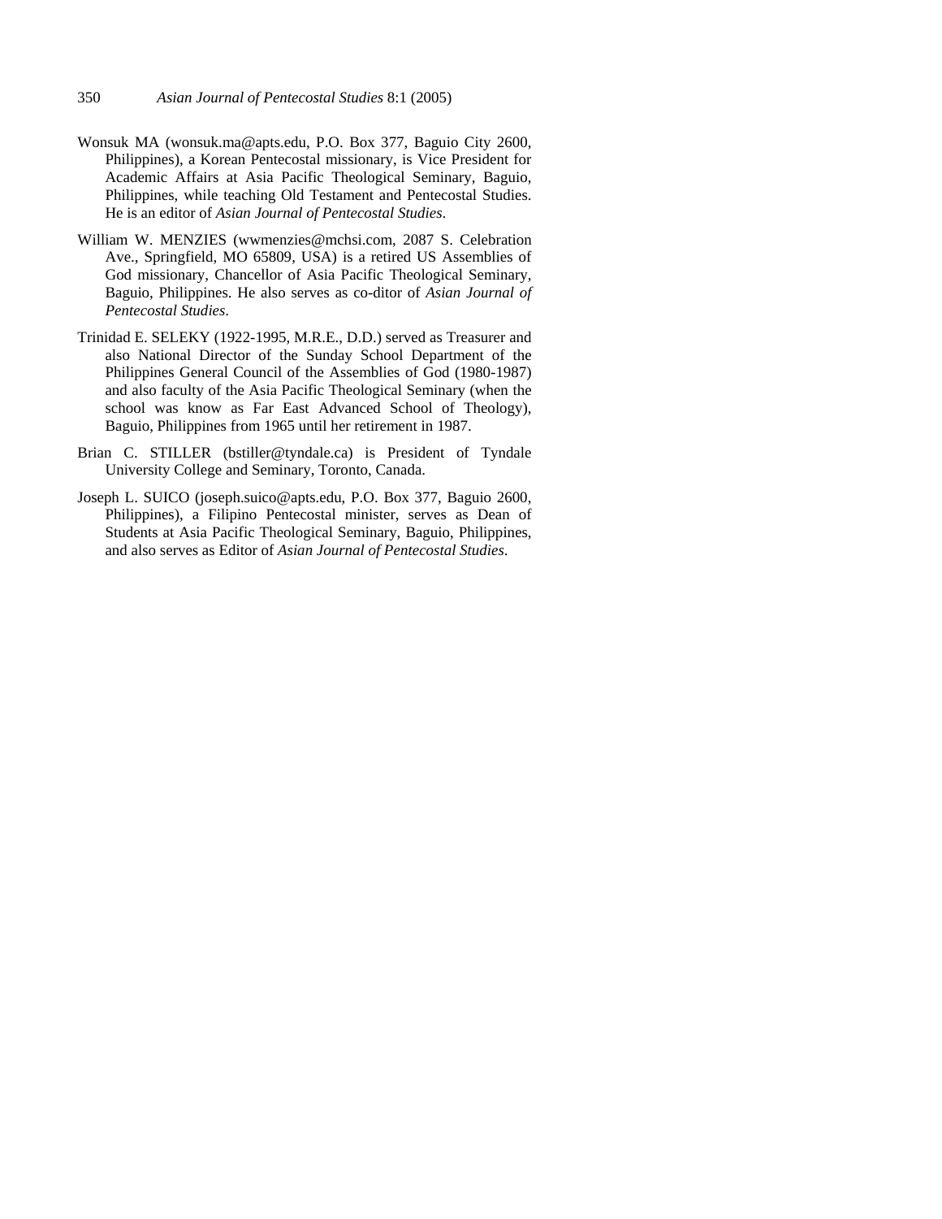Wonsuk MA (wonsuk.ma@apts.edu, P.O. Box 377, Baguio City 2600, Philippines), a Korean Pentecostal missionary, is Vice President for Academic Affairs at Asia Pacific Theological Seminary, Baguio, Philippines, while teaching Old Testament and Pentecostal Studies. He is an editor of *Asian Journal of Pentecostal Studies*.

William W. MENZIES (wwmenzies@mchsi.com, 2087 S. Celebration Ave., Springfield, MO 65809, USA) is a retired US Assemblies of God missionary, Chancellor of Asia Pacific Theological Seminary, Baguio, Philippines. He also serves as co-ditor of *Asian Journal of Pentecostal Studies*.

Trinidad E. SELEKY (1922-1995, M.R.E., D.D.) served as Treasurer and also National Director of the Sunday School Department of the Philippines General Council of the Assemblies of God (1980-1987) and also faculty of the Asia Pacific Theological Seminary (when the school was know as Far East Advanced School of Theology), Baguio, Philippines from 1965 until her retirement in 1987.

Brian C. STILLER (bstiller@tyndale.ca) is President of Tyndale University College and Seminary, Toronto, Canada.

Joseph L. SUICO (joseph.suico@apts.edu, P.O. Box 377, Baguio 2600, Philippines), a Filipino Pentecostal minister, serves as Dean of Students at Asia Pacific Theological Seminary, Baguio, Philippines, and also serves as Editor of *Asian Journal of Pentecostal Studies*.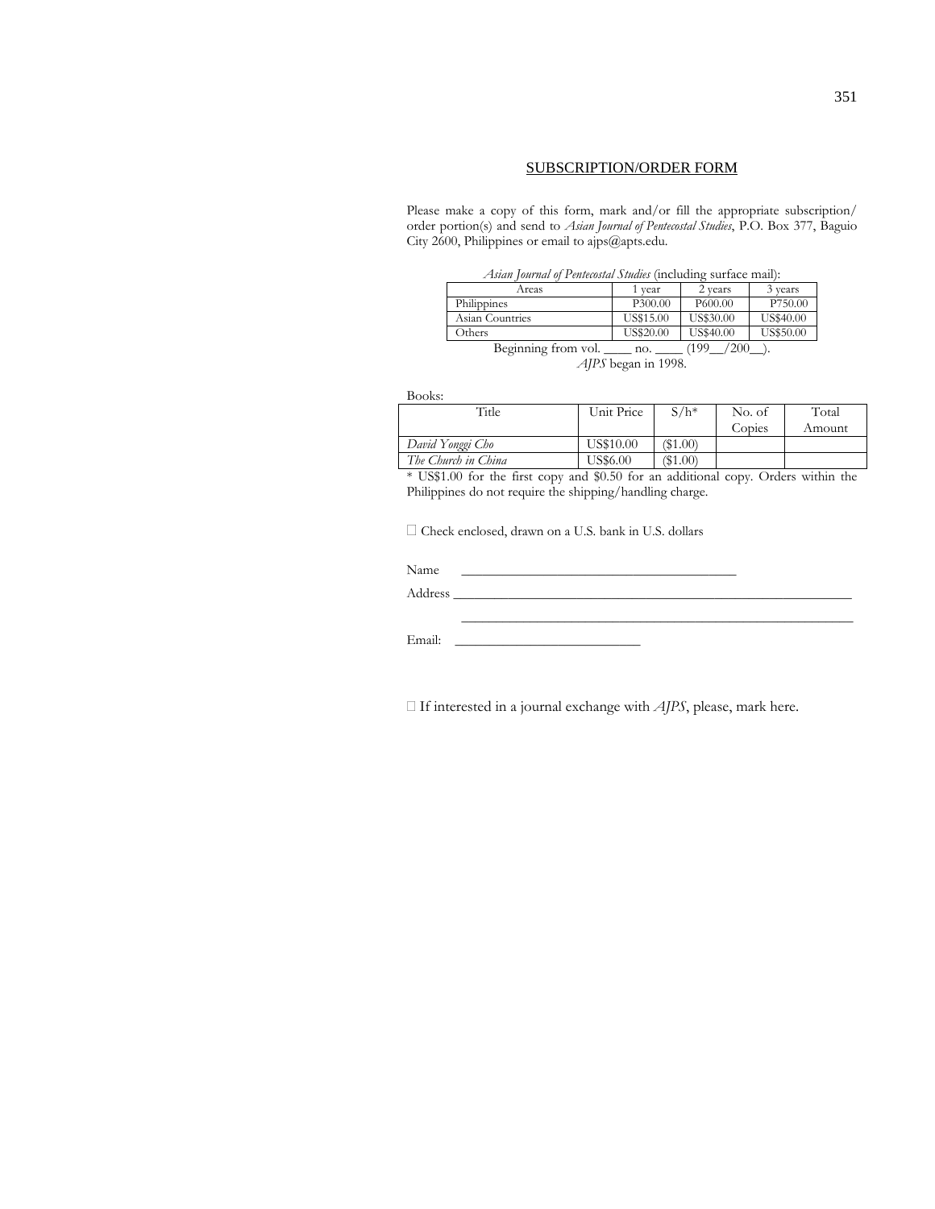## SUBSCRIPTION/ORDER FORM

Please make a copy of this form, mark and/or fill the appropriate subscription/ order portion(s) and send to *Asian Journal of Pentecostal Studies*, P.O. Box 377, Baguio City 2600, Philippines or email to ajps@apts.edu.

*Asian Journal of Pentecostal Studies* (including surface mail):

| Areas | 1 year | 2 years | 3 years |
|---|---|---|---|
| Philippines | P300.00 | P600.00 | P750.00 |
| Asian Countries | US$15.00 | US$30.00 | US$40.00 |
| Others | US$20.00 | US$40.00 | US$50.00 |

Beginning from vol. ____ no. ____ (199__/200__).

*AJPS* began in 1998.

Books:

| Title | Unit Price | S/h* | No. of Copies | Total Amount |
|---|---|---|---|---|
| *David Yonggi Cho* | US$10.00 | ($1.00) | | |
| *The Church in China* | US$6.00 | ($1.00) | | |

* US$1.00 for the first copy and $0.50 for an additional copy. Orders within the Philippines do not require the shipping/handling charge.

☐ Check enclosed, drawn on a U.S. bank in U.S. dollars

Name ________________________________________

Address ________________________________________________________

________________________________________________________

Email: ___________________________

☐ If interested in a journal exchange with *AJPS*, please, mark here.